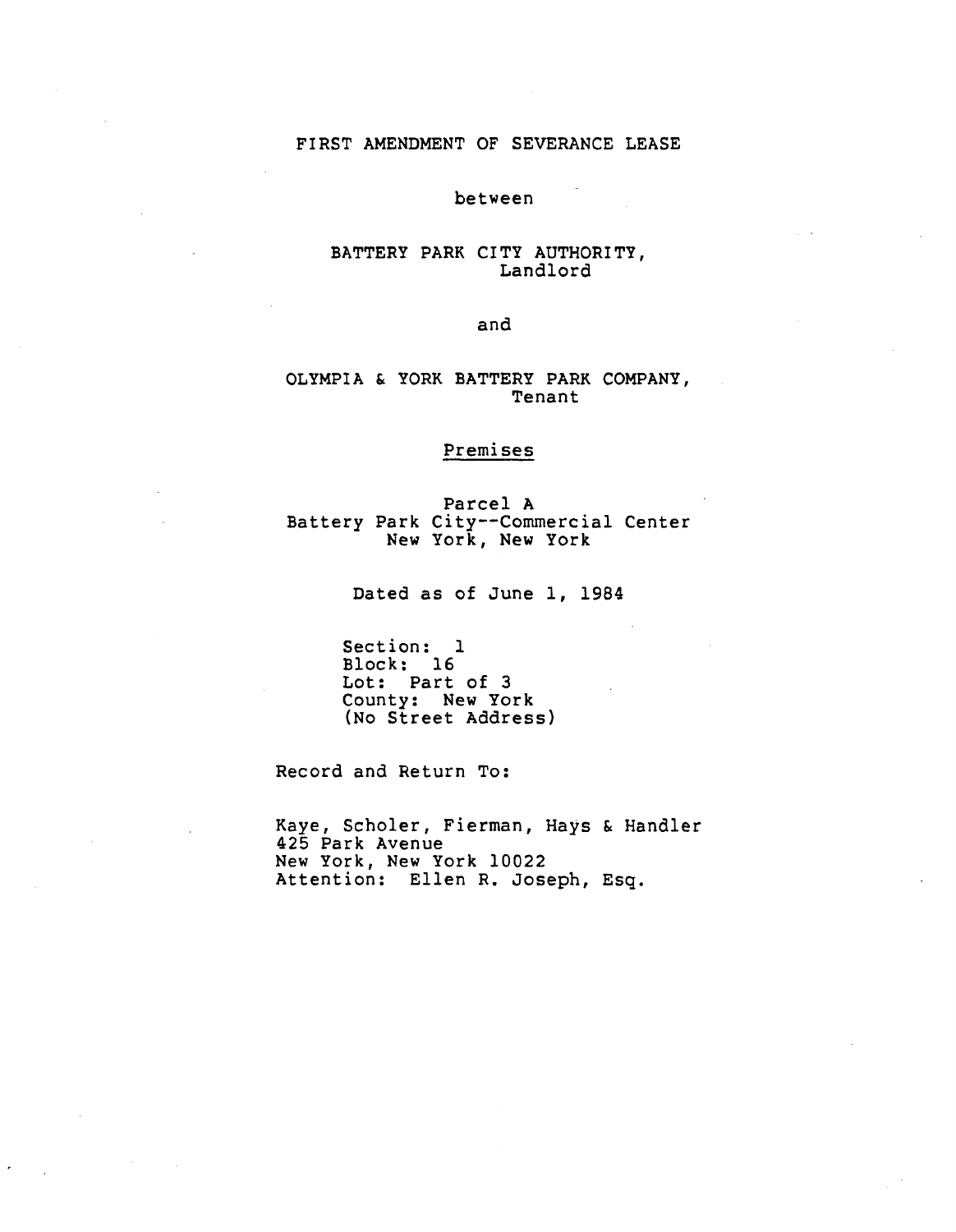# FIRST AMENDMENT OF SEVERANCE LEASE

between

BATTERY PARK CITY AUTHORITY,
Landlord

and

OLYMPIA & YORK BATTERY PARK COMPANY,
Tenant

<u>Premises</u>

Parcel A
Battery Park City--Commercial Center
New York, New York

Dated as of June 1, 1984

Section: 1
Block: 16
Lot: Part of 3
County: New York
(No Street Address)

Record and Return To:

Kaye, Scholer, Fierman, Hays & Handler
425 Park Avenue
New York, New York 10022
Attention: Ellen R. Joseph, Esq.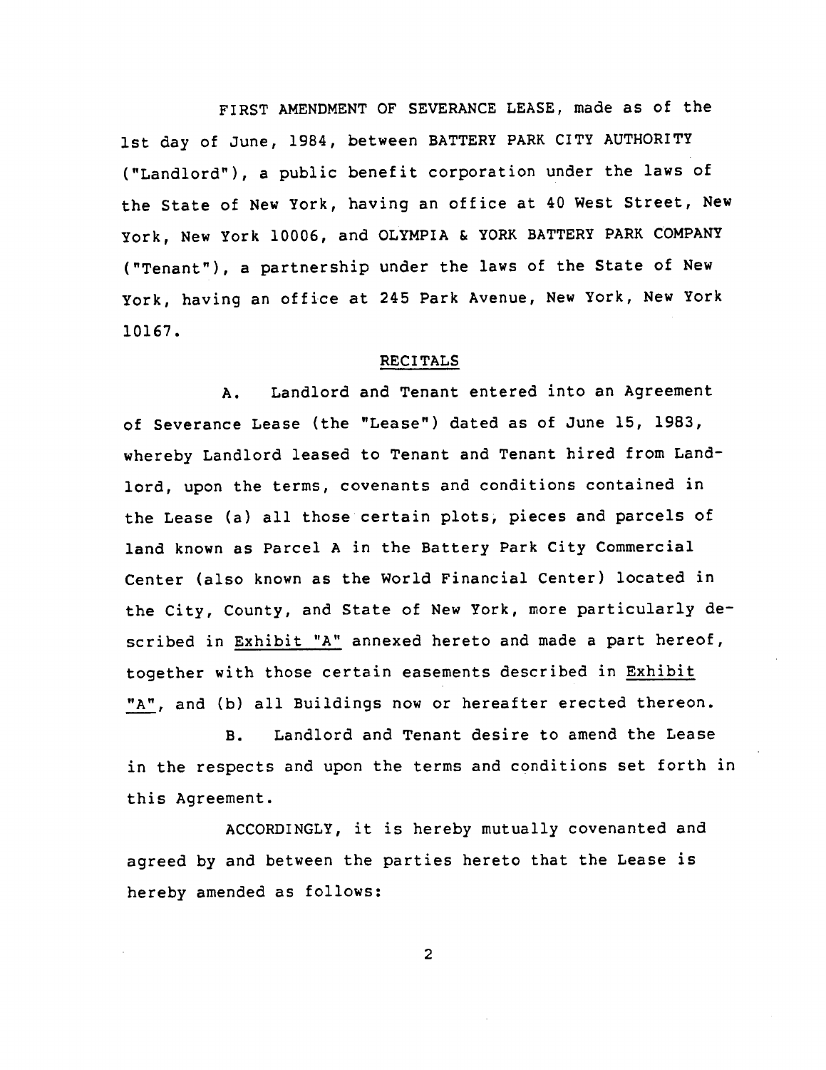FIRST AMENDMENT OF SEVERANCE LEASE, made as of the 1st day of June, 1984, between BATTERY PARK CITY AUTHORITY ("Landlord"), a public benefit corporation under the laws of the State of New York, having an office at 40 West Street, New York, New York 10006, and OLYMPIA & YORK BATTERY PARK COMPANY ("Tenant"), a partnership under the laws of the State of New York, having an office at 245 Park Avenue, New York, New York 10167.

## RECITALS

A. Landlord and Tenant entered into an Agreement of Severance Lease (the "Lease") dated as of June 15, 1983, whereby Landlord leased to Tenant and Tenant hired from Landlord, upon the terms, covenants and conditions contained in the Lease (a) all those certain plots, pieces and parcels of land known as Parcel A in the Battery Park City Commercial Center (also known as the World Financial Center) located in the City, County, and State of New York, more particularly described in Exhibit "A" annexed hereto and made a part hereof, together with those certain easements described in Exhibit "A", and (b) all Buildings now or hereafter erected thereon.

B. Landlord and Tenant desire to amend the Lease in the respects and upon the terms and conditions set forth in this Agreement.

ACCORDINGLY, it is hereby mutually covenanted and agreed by and between the parties hereto that the Lease is hereby amended as follows: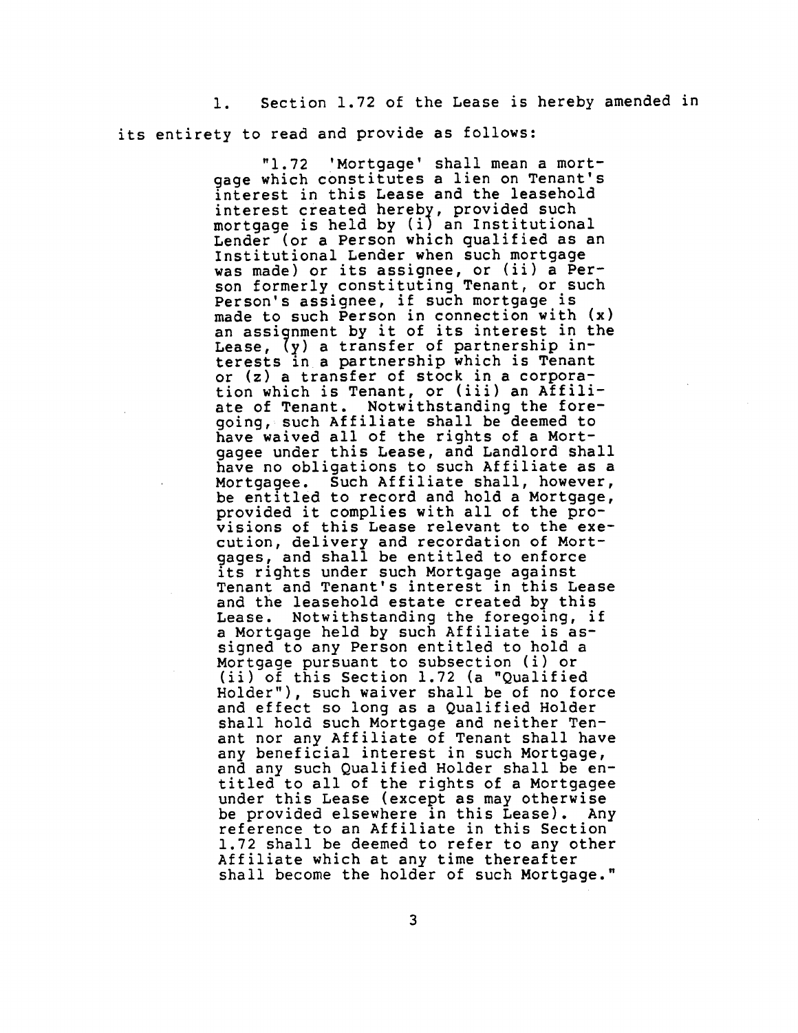1. Section 1.72 of the Lease is hereby amended in its entirety to read and provide as follows:

> "1.72 'Mortgage' shall mean a mortgage which constitutes a lien on Tenant's interest in this Lease and the leasehold interest created hereby, provided such mortgage is held by (i) an Institutional Lender (or a Person which qualified as an Institutional Lender when such mortgage was made) or its assignee, or (ii) a Person formerly constituting Tenant, or such Person's assignee, if such mortgage is made to such Person in connection with (x) an assignment by it of its interest in the Lease, (y) a transfer of partnership interests in a partnership which is Tenant or (z) a transfer of stock in a corporation which is Tenant, or (iii) an Affiliate of Tenant. Notwithstanding the foregoing, such Affiliate shall be deemed to have waived all of the rights of a Mortgagee under this Lease, and Landlord shall have no obligations to such Affiliate as a Mortgagee. Such Affiliate shall, however, be entitled to record and hold a Mortgage, provided it complies with all of the provisions of this Lease relevant to the execution, delivery and recordation of Mortgages, and shall be entitled to enforce its rights under such Mortgage against Tenant and Tenant's interest in this Lease and the leasehold estate created by this Lease. Notwithstanding the foregoing, if a Mortgage held by such Affiliate is assigned to any Person entitled to hold a Mortgage pursuant to subsection (i) or (ii) of this Section 1.72 (a "Qualified Holder"), such waiver shall be of no force and effect so long as a Qualified Holder shall hold such Mortgage and neither Tenant nor any Affiliate of Tenant shall have any beneficial interest in such Mortgage, and any such Qualified Holder shall be entitled to all of the rights of a Mortgagee under this Lease (except as may otherwise be provided elsewhere in this Lease). Any reference to an Affiliate in this Section 1.72 shall be deemed to refer to any other Affiliate which at any time thereafter shall become the holder of such Mortgage."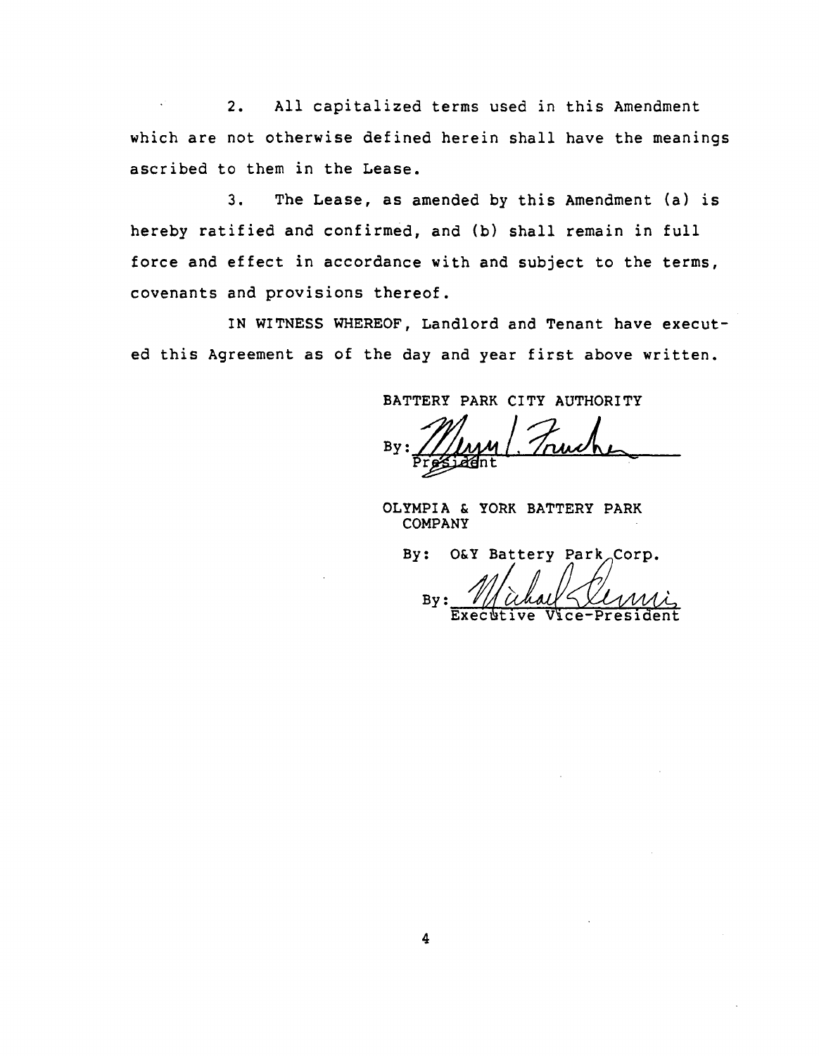2. All capitalized terms used in this Amendment which are not otherwise defined herein shall have the meanings ascribed to them in the Lease.

3. The Lease, as amended by this Amendment (a) is hereby ratified and confirmed, and (b) shall remain in full force and effect in accordance with and subject to the terms, covenants and provisions thereof.

IN WITNESS WHEREOF, Landlord and Tenant have executed this Agreement as of the day and year first above written.

BATTERY PARK CITY AUTHORITY

By: ______________________
President

OLYMPIA & YORK BATTERY PARK COMPANY

By: O&Y Battery Park Corp.

By: ______________________
Executive Vice-President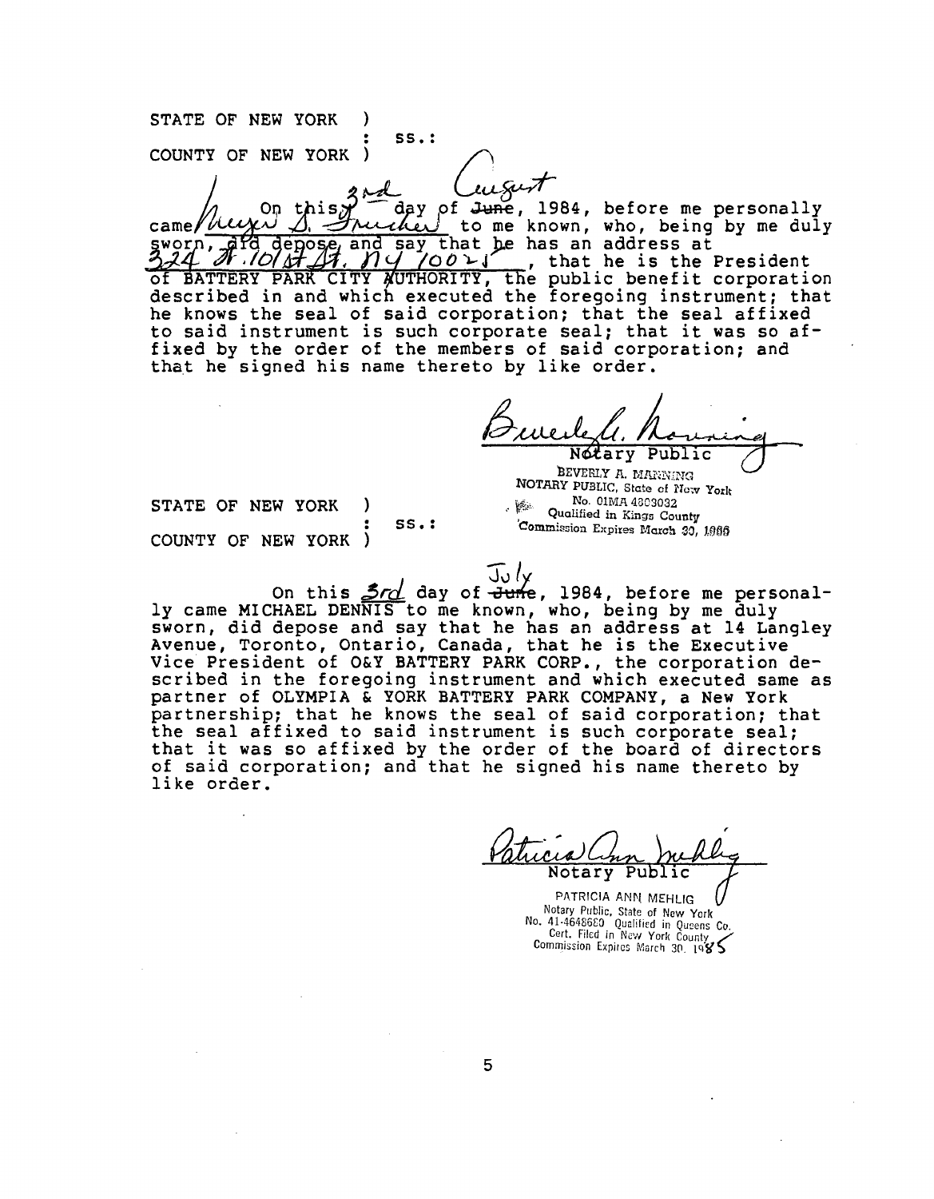STATE OF NEW YORK )
: ss.:
COUNTY OF NEW YORK )

On this 3rd day of ~~June~~ August, 1984, before me personally came Meyer S. Frucher to me known, who, being by me duly sworn, did depose and say that he has an address at 324 W. 10 St. NY 10021, that he is the President of BATTERY PARK CITY AUTHORITY, the public benefit corporation described in and which executed the foregoing instrument; that he knows the seal of said corporation; that the seal affixed to said instrument is such corporate seal; that it was so affixed by the order of the members of said corporation; and that he signed his name thereto by like order.

Beverly A. Manning
Notary Public

BEVERLY A. MANNING
NOTARY PUBLIC, State of New York
No. 01MA4803032
Qualified in Kings County
Commission Expires March 30, 1986

STATE OF NEW YORK )
: ss.:
COUNTY OF NEW YORK )

On this 3rd day of ~~June~~ July, 1984, before me personally came MICHAEL DENNIS to me known, who, being by me duly sworn, did depose and say that he has an address at 14 Langley Avenue, Toronto, Ontario, Canada, that he is the Executive Vice President of O&Y BATTERY PARK CORP., the corporation described in the foregoing instrument and which executed same as partner of OLYMPIA & YORK BATTERY PARK COMPANY, a New York partnership; that he knows the seal of said corporation; that the seal affixed to said instrument is such corporate seal; that it was so affixed by the order of the board of directors of said corporation; and that he signed his name thereto by like order.

Patricia Ann Mehlig
Notary Public

PATRICIA ANN MEHLIG
Notary Public, State of New York
No. 41-4648680 Qualified in Queens Co.
Cert. Filed in New York County
Commission Expires March 30, 1985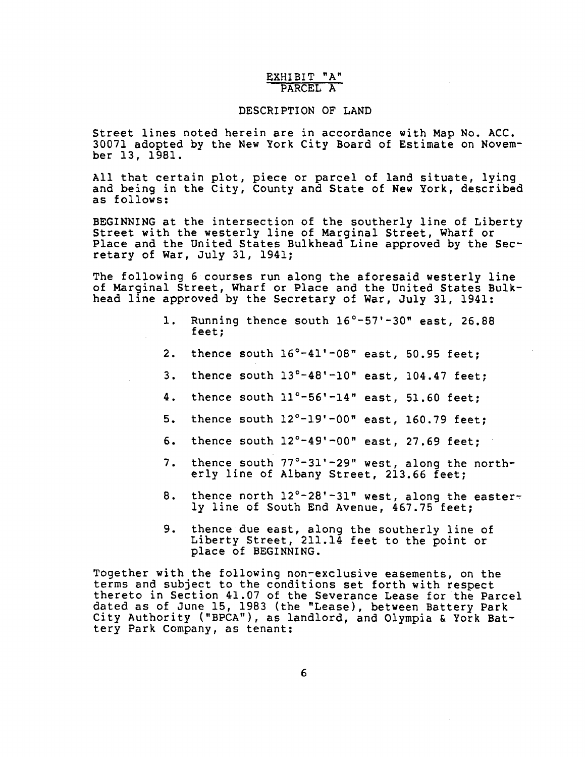# EXHIBIT "A"
## PARCEL A

### DESCRIPTION OF LAND

Street lines noted herein are in accordance with Map No. ACC. 30071 adopted by the New York City Board of Estimate on November 13, 1981.

All that certain plot, piece or parcel of land situate, lying and being in the City, County and State of New York, described as follows:

BEGINNING at the intersection of the southerly line of Liberty Street with the westerly line of Marginal Street, Wharf or Place and the United States Bulkhead Line approved by the Secretary of War, July 31, 1941;

The following 6 courses run along the aforesaid westerly line of Marginal Street, Wharf or Place and the United States Bulkhead line approved by the Secretary of War, July 31, 1941:

1. Running thence south 16°-57'-30" east, 26.88 feet;
2. thence south 16°-41'-08" east, 50.95 feet;
3. thence south 13°-48'-10" east, 104.47 feet;
4. thence south 11°-56'-14" east, 51.60 feet;
5. thence south 12°-19'-00" east, 160.79 feet;
6. thence south 12°-49'-00" east, 27.69 feet;
7. thence south 77°-31'-29" west, along the northerly line of Albany Street, 213.66 feet;
8. thence north 12°-28'-31" west, along the easterly line of South End Avenue, 467.75 feet;
9. thence due east, along the southerly line of Liberty Street, 211.14 feet to the point or place of BEGINNING.

Together with the following non-exclusive easements, on the terms and subject to the conditions set forth with respect thereto in Section 41.07 of the Severance Lease for the Parcel dated as of June 15, 1983 (the "Lease), between Battery Park City Authority ("BPCA"), as landlord, and Olympia & York Battery Park Company, as tenant: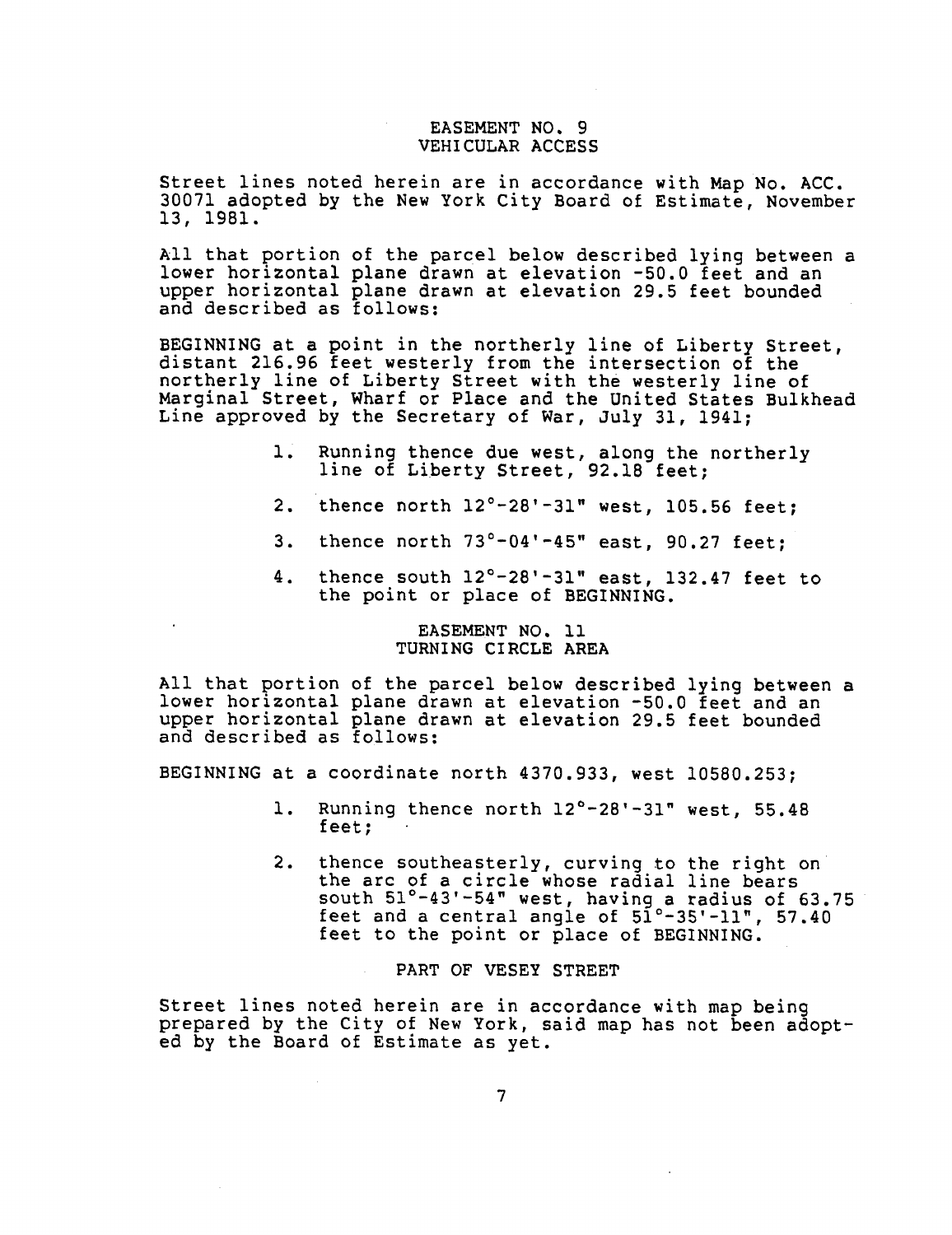## EASEMENT NO. 9
## VEHICULAR ACCESS

Street lines noted herein are in accordance with Map No. ACC. 30071 adopted by the New York City Board of Estimate, November 13, 1981.

All that portion of the parcel below described lying between a lower horizontal plane drawn at elevation -50.0 feet and an upper horizontal plane drawn at elevation 29.5 feet bounded and described as follows:

BEGINNING at a point in the northerly line of Liberty Street, distant 216.96 feet westerly from the intersection of the northerly line of Liberty Street with the westerly line of Marginal Street, Wharf or Place and the United States Bulkhead Line approved by the Secretary of War, July 31, 1941;

1. Running thence due west, along the northerly line of Liberty Street, 92.18 feet;
2. thence north 12°-28'-31" west, 105.56 feet;
3. thence north 73°-04'-45" east, 90.27 feet;
4. thence south 12°-28'-31" east, 132.47 feet to the point or place of BEGINNING.

## EASEMENT NO. 11
## TURNING CIRCLE AREA

All that portion of the parcel below described lying between a lower horizontal plane drawn at elevation -50.0 feet and an upper horizontal plane drawn at elevation 29.5 feet bounded and described as follows:

BEGINNING at a coordinate north 4370.933, west 10580.253;

1. Running thence north 12°-28'-31" west, 55.48 feet;
2. thence southeasterly, curving to the right on the arc of a circle whose radial line bears south 51°-43'-54" west, having a radius of 63.75 feet and a central angle of 51°-35'-11", 57.40 feet to the point or place of BEGINNING.

## PART OF VESEY STREET

Street lines noted herein are in accordance with map being prepared by the City of New York, said map has not been adopted by the Board of Estimate as yet.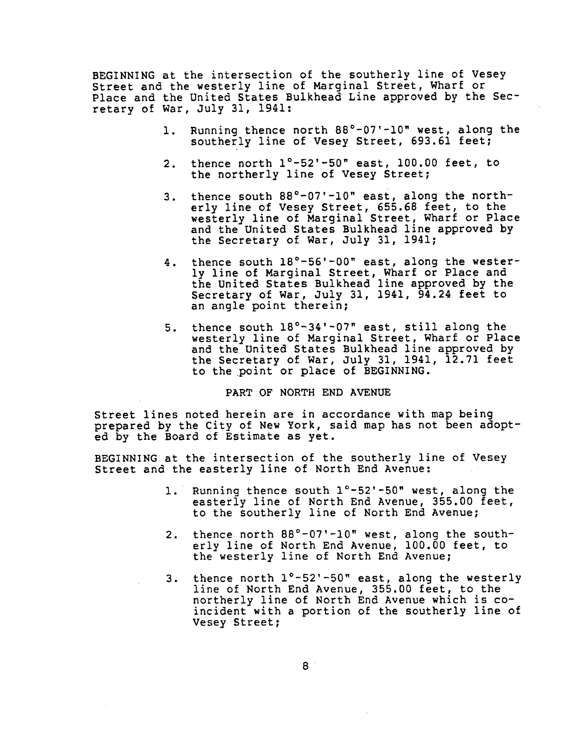BEGINNING at the intersection of the southerly line of Vesey Street and the westerly line of Marginal Street, Wharf or Place and the United States Bulkhead Line approved by the Secretary of War, July 31, 1941:

1. Running thence north 88°-07'-10" west, along the southerly line of Vesey Street, 693.61 feet;

2. thence north 1°-52'-50" east, 100.00 feet, to the northerly line of Vesey Street;

3. thence south 88°-07'-10" east, along the northerly line of Vesey Street, 655.68 feet, to the westerly line of Marginal Street, Wharf or Place and the United States Bulkhead line approved by the Secretary of War, July 31, 1941;

4. thence south 18°-56'-00" east, along the westerly line of Marginal Street, Wharf or Place and the United States Bulkhead line approved by the Secretary of War, July 31, 1941, 94.24 feet to an angle point therein;

5. thence south 18°-34'-07" east, still along the westerly line of Marginal Street, Wharf or Place and the United States Bulkhead line approved by the Secretary of War, July 31, 1941, 12.71 feet to the point or place of BEGINNING.

PART OF NORTH END AVENUE

Street lines noted herein are in accordance with map being prepared by the City of New York, said map has not been adopted by the Board of Estimate as yet.

BEGINNING at the intersection of the southerly line of Vesey Street and the easterly line of North End Avenue:

1. Running thence south 1°-52'-50" west, along the easterly line of North End Avenue, 355.00 feet, to the southerly line of North End Avenue;

2. thence north 88°-07'-10" west, along the southerly line of North End Avenue, 100.00 feet, to the westerly line of North End Avenue;

3. thence north 1°-52'-50" east, along the westerly line of North End Avenue, 355.00 feet, to the northerly line of North End Avenue which is coincident with a portion of the southerly line of Vesey Street;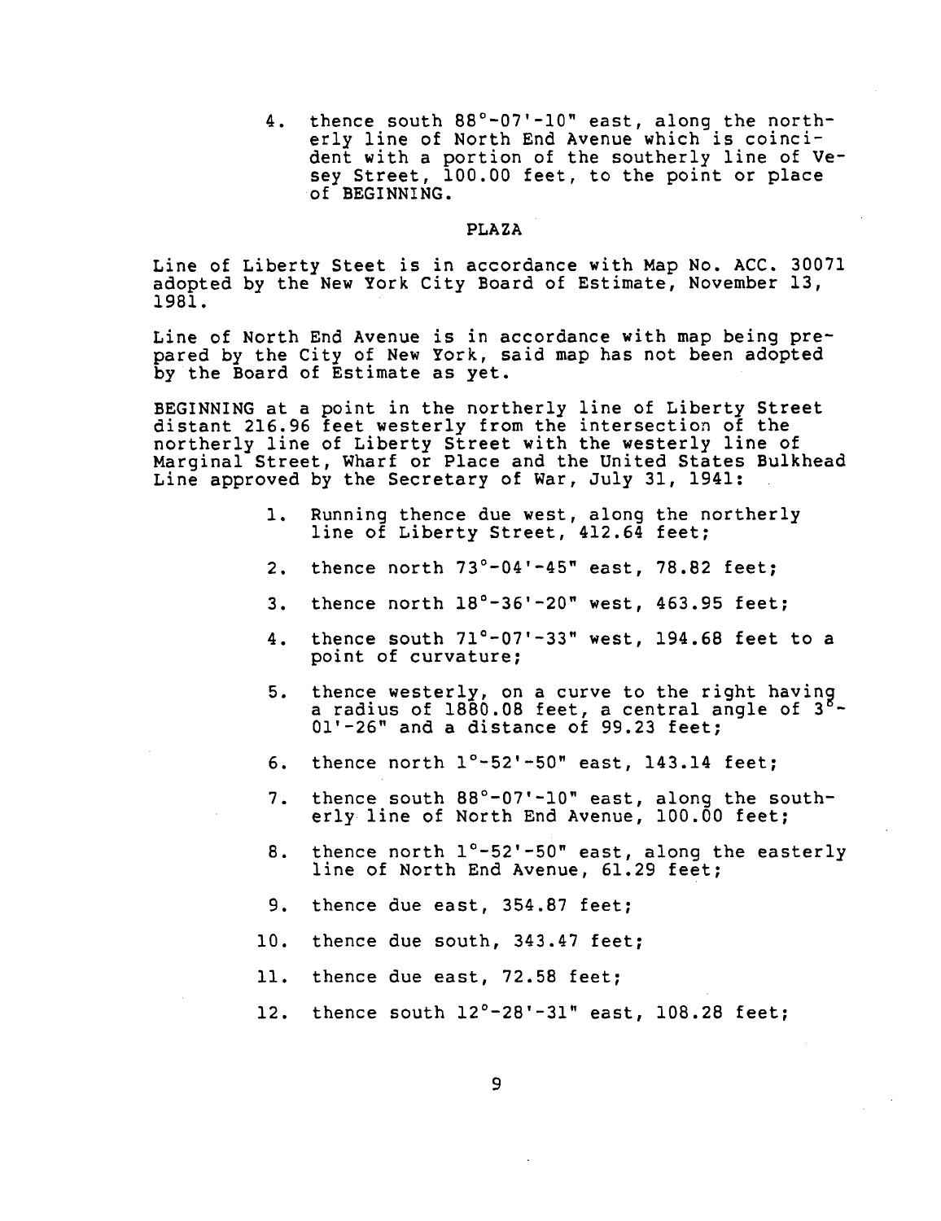4. thence south 88°-07'-10" east, along the northerly line of North End Avenue which is coincident with a portion of the southerly line of Vesey Street, 100.00 feet, to the point or place of BEGINNING.

## PLAZA

Line of Liberty Steet is in accordance with Map No. ACC. 30071 adopted by the New York City Board of Estimate, November 13, 1981.

Line of North End Avenue is in accordance with map being prepared by the City of New York, said map has not been adopted by the Board of Estimate as yet.

BEGINNING at a point in the northerly line of Liberty Street distant 216.96 feet westerly from the intersection of the northerly line of Liberty Street with the westerly line of Marginal Street, Wharf or Place and the United States Bulkhead Line approved by the Secretary of War, July 31, 1941:

1. Running thence due west, along the northerly line of Liberty Street, 412.64 feet;
2. thence north 73°-04'-45" east, 78.82 feet;
3. thence north 18°-36'-20" west, 463.95 feet;
4. thence south 71°-07'-33" west, 194.68 feet to a point of curvature;
5. thence westerly, on a curve to the right having a radius of 1880.08 feet, a central angle of 3°-01'-26" and a distance of 99.23 feet;
6. thence north 1°-52'-50" east, 143.14 feet;
7. thence south 88°-07'-10" east, along the southerly line of North End Avenue, 100.00 feet;
8. thence north 1°-52'-50" east, along the easterly line of North End Avenue, 61.29 feet;
9. thence due east, 354.87 feet;
10. thence due south, 343.47 feet;
11. thence due east, 72.58 feet;
12. thence south 12°-28'-31" east, 108.28 feet;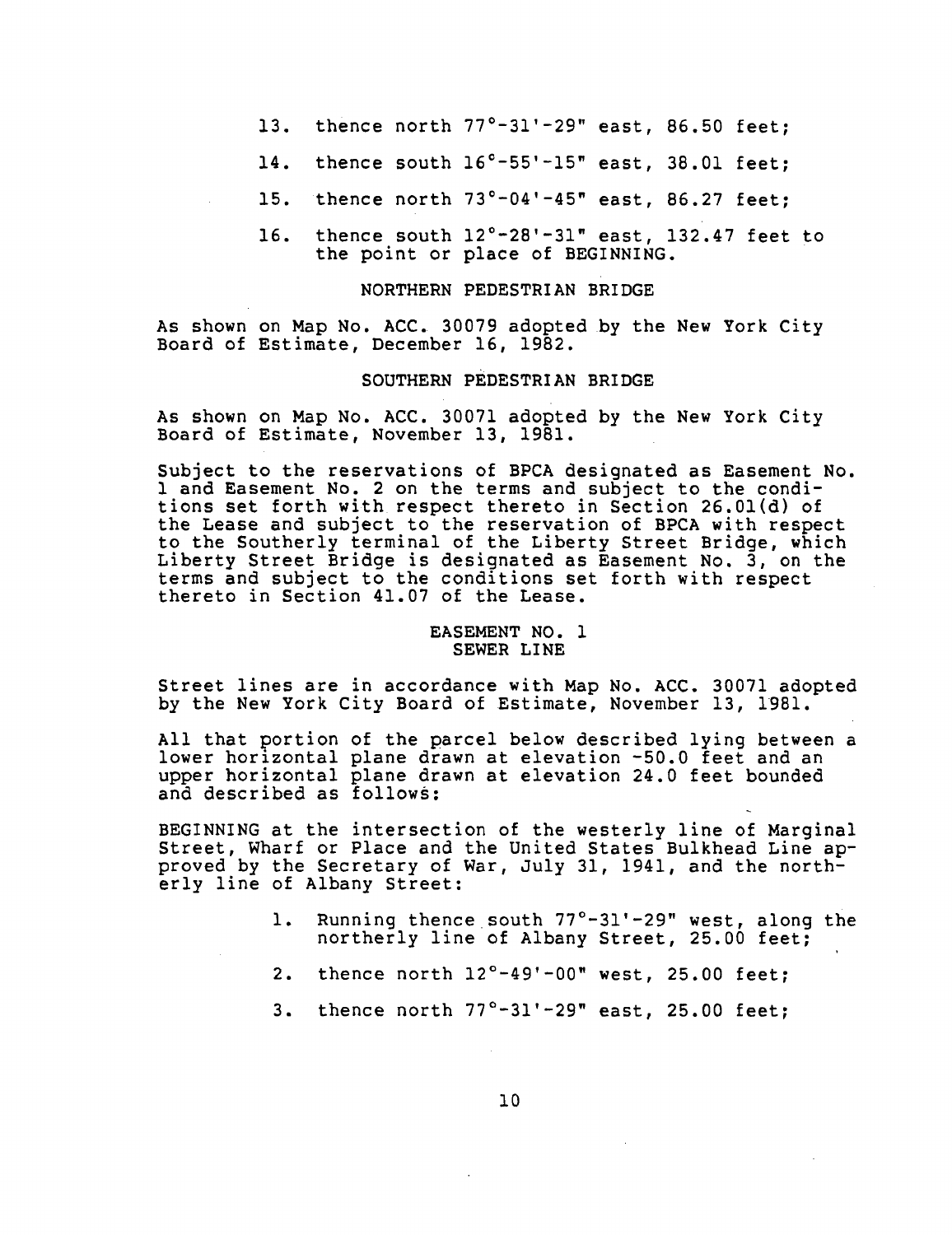13. thence north 77°-31'-29" east, 86.50 feet;

14. thence south 16°-55'-15" east, 38.01 feet;

15. thence north 73°-04'-45" east, 86.27 feet;

16. thence south 12°-28'-31" east, 132.47 feet to the point or place of BEGINNING.

NORTHERN PEDESTRIAN BRIDGE

As shown on Map No. ACC. 30079 adopted by the New York City Board of Estimate, December 16, 1982.

SOUTHERN PEDESTRIAN BRIDGE

As shown on Map No. ACC. 30071 adopted by the New York City Board of Estimate, November 13, 1981.

Subject to the reservations of BPCA designated as Easement No. 1 and Easement No. 2 on the terms and subject to the conditions set forth with respect thereto in Section 26.01(d) of the Lease and subject to the reservation of BPCA with respect to the Southerly terminal of the Liberty Street Bridge, which Liberty Street Bridge is designated as Easement No. 3, on the terms and subject to the conditions set forth with respect thereto in Section 41.07 of the Lease.

EASEMENT NO. 1
SEWER LINE

Street lines are in accordance with Map No. ACC. 30071 adopted by the New York City Board of Estimate, November 13, 1981.

All that portion of the parcel below described lying between a lower horizontal plane drawn at elevation -50.0 feet and an upper horizontal plane drawn at elevation 24.0 feet bounded and described as follows:

BEGINNING at the intersection of the westerly line of Marginal Street, Wharf or Place and the United States Bulkhead Line approved by the Secretary of War, July 31, 1941, and the northerly line of Albany Street:

1. Running thence south 77°-31'-29" west, along the northerly line of Albany Street, 25.00 feet;

2. thence north 12°-49'-00" west, 25.00 feet;

3. thence north 77°-31'-29" east, 25.00 feet;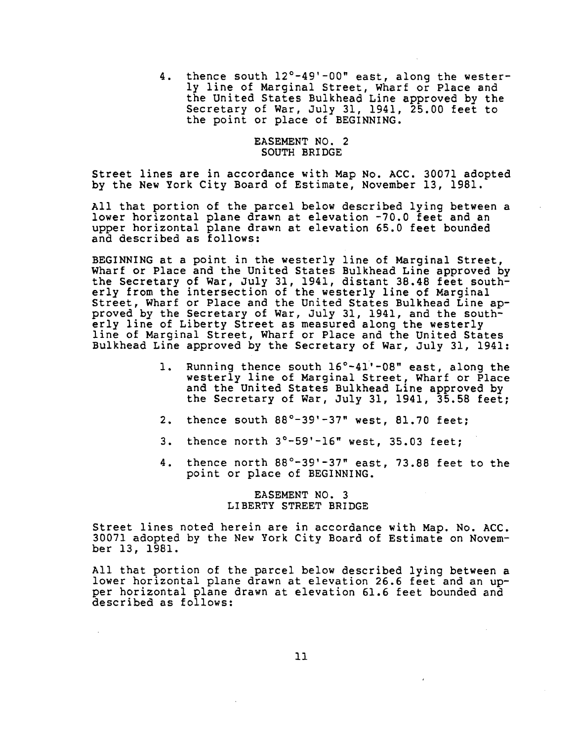4. thence south 12°-49'-00" east, along the westerly line of Marginal Street, Wharf or Place and the United States Bulkhead Line approved by the Secretary of War, July 31, 1941, 25.00 feet to the point or place of BEGINNING.

### EASEMENT NO. 2
### SOUTH BRIDGE

Street lines are in accordance with Map No. ACC. 30071 adopted by the New York City Board of Estimate, November 13, 1981.

All that portion of the parcel below described lying between a lower horizontal plane drawn at elevation -70.0 feet and an upper horizontal plane drawn at elevation 65.0 feet bounded and described as follows:

BEGINNING at a point in the westerly line of Marginal Street, Wharf or Place and the United States Bulkhead Line approved by the Secretary of War, July 31, 1941, distant 38.48 feet southerly from the intersection of the westerly line of Marginal Street, Wharf or Place and the United States Bulkhead Line approved by the Secretary of War, July 31, 1941, and the southerly line of Liberty Street as measured along the westerly line of Marginal Street, Wharf or Place and the United States Bulkhead Line approved by the Secretary of War, July 31, 1941:

1. Running thence south 16°-41'-08" east, along the westerly line of Marginal Street, Wharf or Place and the United States Bulkhead Line approved by the Secretary of War, July 31, 1941, 35.58 feet;

2. thence south 88°-39'-37" west, 81.70 feet;

3. thence north 3°-59'-16" west, 35.03 feet;

4. thence north 88°-39'-37" east, 73.88 feet to the point or place of BEGINNING.

### EASEMENT NO. 3
### LIBERTY STREET BRIDGE

Street lines noted herein are in accordance with Map. No. ACC. 30071 adopted by the New York City Board of Estimate on November 13, 1981.

All that portion of the parcel below described lying between a lower horizontal plane drawn at elevation 26.6 feet and an upper horizontal plane drawn at elevation 61.6 feet bounded and described as follows: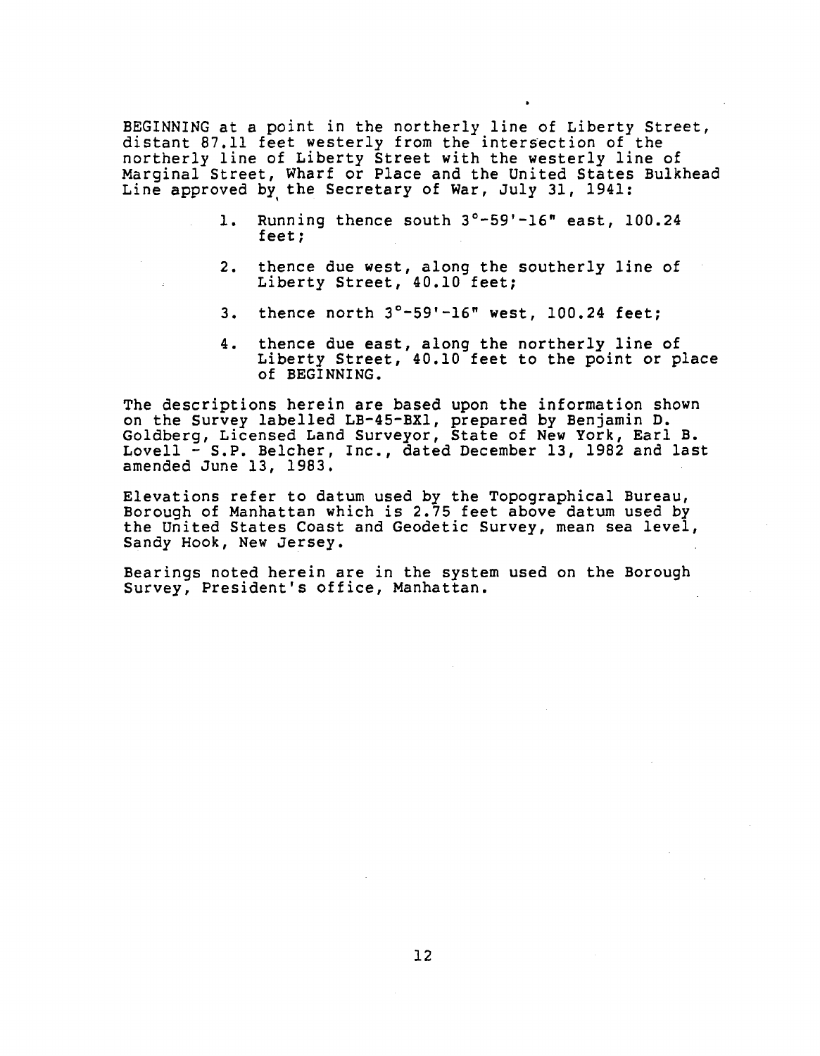BEGINNING at a point in the northerly line of Liberty Street, distant 87.11 feet westerly from the intersection of the northerly line of Liberty Street with the westerly line of Marginal Street, Wharf or Place and the United States Bulkhead Line approved by the Secretary of War, July 31, 1941:

1. Running thence south 3°-59'-16" east, 100.24 feet;

2. thence due west, along the southerly line of Liberty Street, 40.10 feet;

3. thence north 3°-59'-16" west, 100.24 feet;

4. thence due east, along the northerly line of Liberty Street, 40.10 feet to the point or place of BEGINNING.

The descriptions herein are based upon the information shown on the Survey labelled LB-45-BX1, prepared by Benjamin D. Goldberg, Licensed Land Surveyor, State of New York, Earl B. Lovell - S.P. Belcher, Inc., dated December 13, 1982 and last amended June 13, 1983.

Elevations refer to datum used by the Topographical Bureau, Borough of Manhattan which is 2.75 feet above datum used by the United States Coast and Geodetic Survey, mean sea level, Sandy Hook, New Jersey.

Bearings noted herein are in the system used on the Borough Survey, President's office, Manhattan.